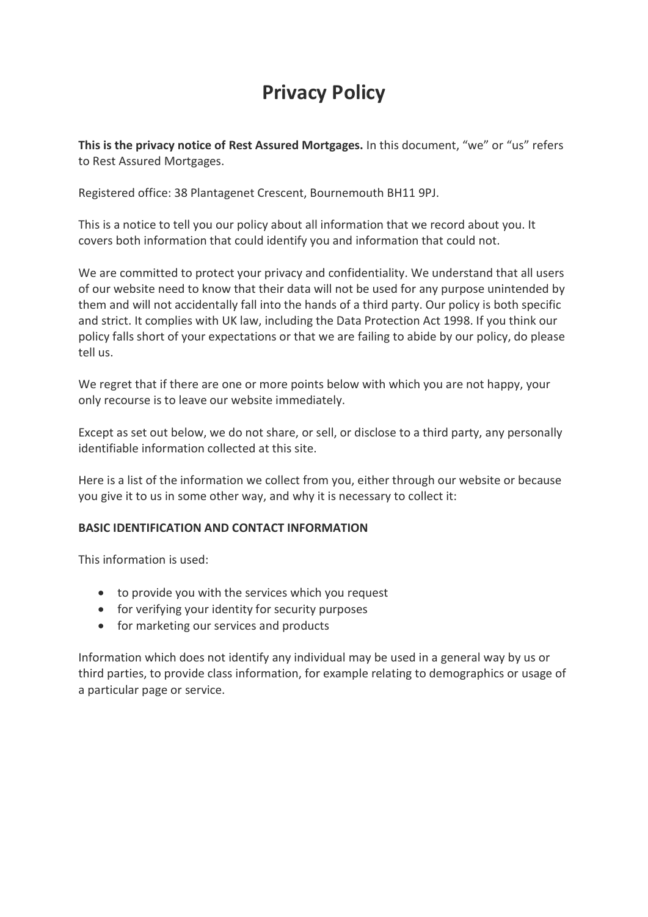# Privacy Policy

**This is the privacy notice of Rest Assured Mortgages.** In this document, "we" or "us" refers to Rest Assured Mortgages.

Registered office: 38 Plantagenet Crescent, Bournemouth BH11 9PJ.

This is a notice to tell you our policy about all information that we record about you. It covers both information that could identify you and information that could not.

We are committed to protect your privacy and confidentiality. We understand that all users of our website need to know that their data will not be used for any purpose unintended by them and will not accidentally fall into the hands of a third party. Our policy is both specific and strict. It complies with UK law, including the Data Protection Act 1998. If you think our policy falls short of your expectations or that we are failing to abide by our policy, do please tell us.

We regret that if there are one or more points below with which you are not happy, your only recourse is to leave our website immediately.

Except as set out below, we do not share, or sell, or disclose to a third party, any personally identifiable information collected at this site.

Here is a list of the information we collect from you, either through our website or because you give it to us in some other way, and why it is necessary to collect it:

**BASIC IDENTIFICATION AND CONTACT INFORMATION**

This information is used:

- to provide you with the services which you request
- for verifying your identity for security purposes
- for marketing our services and products

Information which does not identify any individual may be used in a general way by us or third parties, to provide class information, for example relating to demographics or usage of a particular page or service.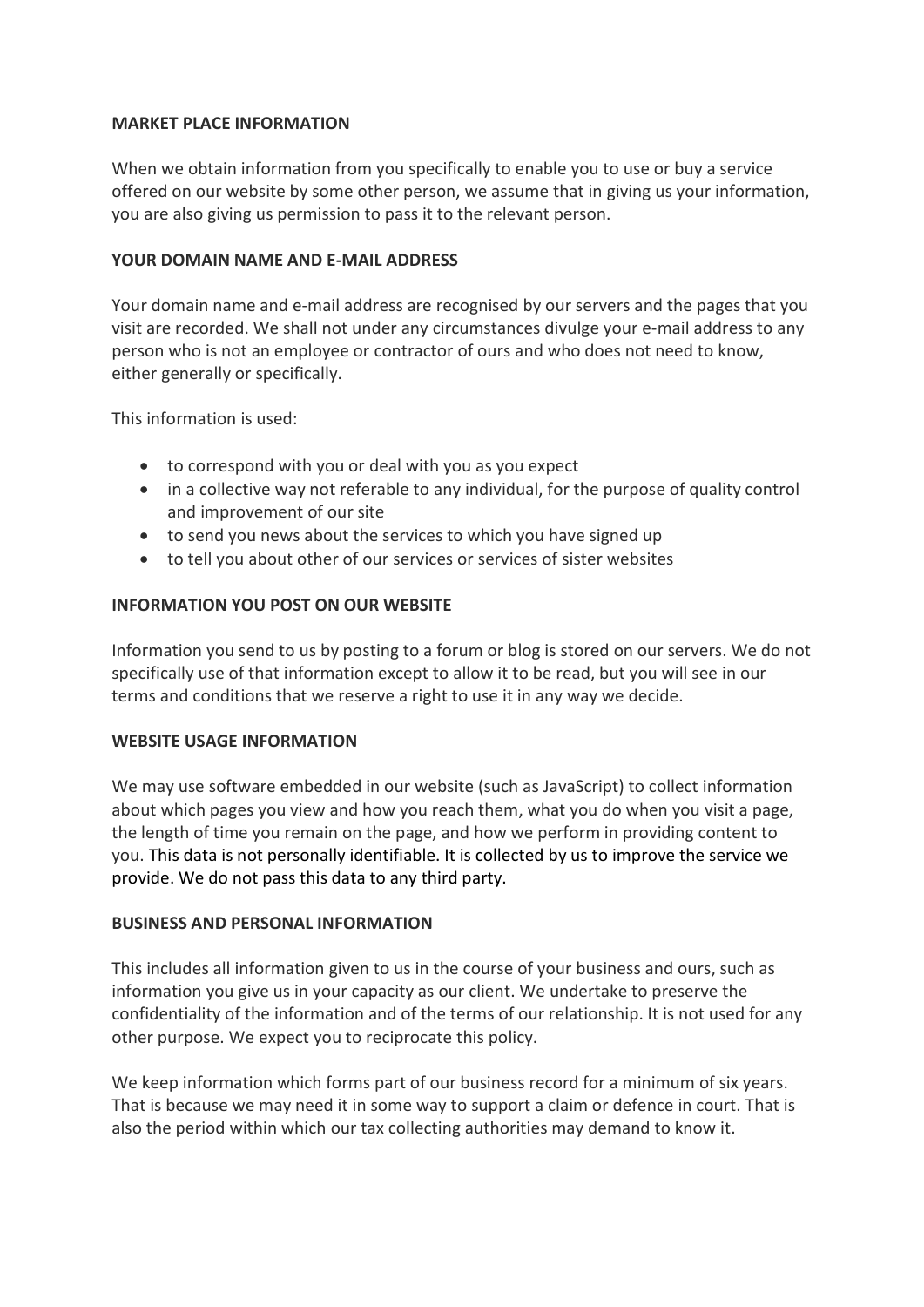**MARKET PLACE INFORMATION**

When we obtain information from you specifically to enable you to use or buy a service offered on our website by some other person, we assume that in giving us your information, you are also giving us permission to pass it to the relevant person.

**YOUR DOMAIN NAME AND E-MAIL ADDRESS**

Your domain name and e-mail address are recognised by our servers and the pages that you visit are recorded. We shall not under any circumstances divulge your e-mail address to any person who is not an employee or contractor of ours and who does not need to know, either generally or specifically.

This information is used:

- to correspond with you or deal with you as you expect
- in a collective way not referable to any individual, for the purpose of quality control and improvement of our site
- to send you news about the services to which you have signed up
- to tell you about other of our services or services of sister websites

**INFORMATION YOU POST ON OUR WEBSITE**

Information you send to us by posting to a forum or blog is stored on our servers. We do not specifically use of that information except to allow it to be read, but you will see in our terms and conditions that we reserve a right to use it in any way we decide.

**WEBSITE USAGE INFORMATION**

We may use software embedded in our website (such as JavaScript) to collect information about which pages you view and how you reach them, what you do when you visit a page, the length of time you remain on the page, and how we perform in providing content to you. This data is not personally identifiable. It is collected by us to improve the service we provide. We do not pass this data to any third party.

**BUSINESS AND PERSONAL INFORMATION**

This includes all information given to us in the course of your business and ours, such as information you give us in your capacity as our client. We undertake to preserve the confidentiality of the information and of the terms of our relationship. It is not used for any other purpose. We expect you to reciprocate this policy.

We keep information which forms part of our business record for a minimum of six years. That is because we may need it in some way to support a claim or defence in court. That is also the period within which our tax collecting authorities may demand to know it.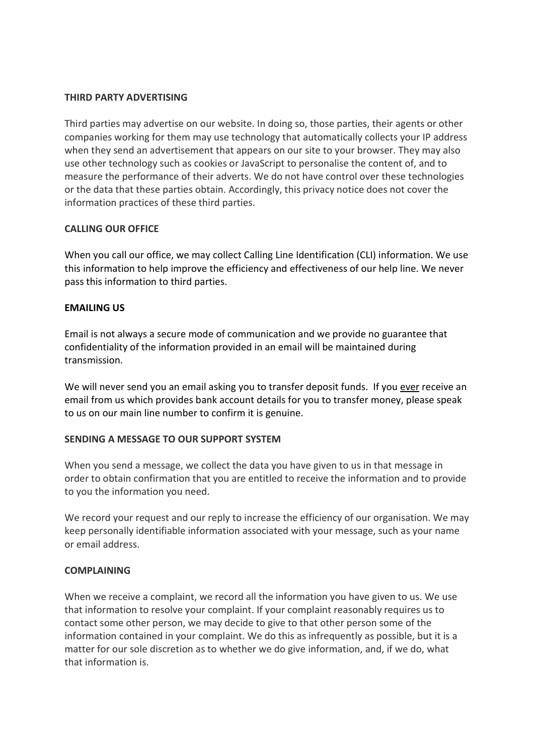## THIRD PARTY ADVERTISING

Third parties may advertise on our website. In doing so, those parties, their agents or other companies working for them may use technology that automatically collects your IP address when they send an advertisement that appears on our site to your browser. They may also use other technology such as cookies or JavaScript to personalise the content of, and to measure the performance of their adverts. We do not have control over these technologies or the data that these parties obtain. Accordingly, this privacy notice does not cover the information practices of these third parties.

## CALLING OUR OFFICE

When you call our office, we may collect Calling Line Identification (CLI) information. We use this information to help improve the efficiency and effectiveness of our help line. We never pass this information to third parties.

## EMAILING US

Email is not always a secure mode of communication and we provide no guarantee that confidentiality of the information provided in an email will be maintained during transmission.

We will never send you an email asking you to transfer deposit funds. If you ever receive an email from us which provides bank account details for you to transfer money, please speak to us on our main line number to confirm it is genuine.

## SENDING A MESSAGE TO OUR SUPPORT SYSTEM

When you send a message, we collect the data you have given to us in that message in order to obtain confirmation that you are entitled to receive the information and to provide to you the information you need.

We record your request and our reply to increase the efficiency of our organisation. We may keep personally identifiable information associated with your message, such as your name or email address.

## COMPLAINING

When we receive a complaint, we record all the information you have given to us. We use that information to resolve your complaint. If your complaint reasonably requires us to contact some other person, we may decide to give to that other person some of the information contained in your complaint. We do this as infrequently as possible, but it is a matter for our sole discretion as to whether we do give information, and, if we do, what that information is.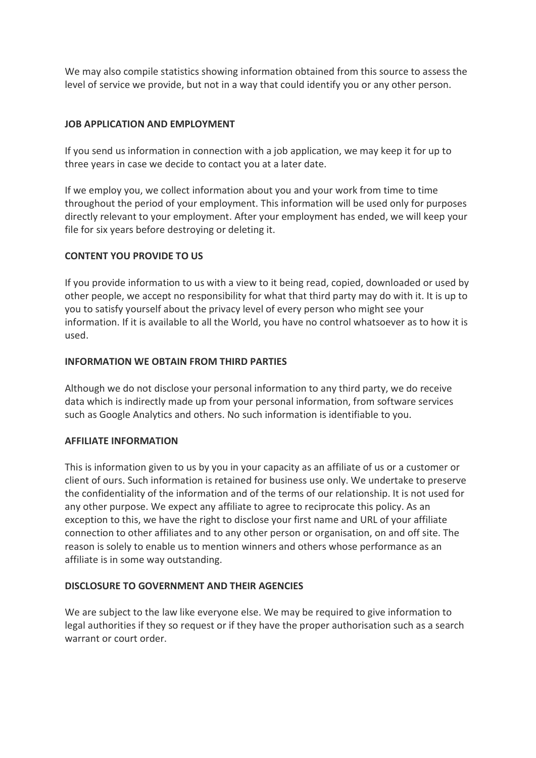We may also compile statistics showing information obtained from this source to assess the level of service we provide, but not in a way that could identify you or any other person.

## JOB APPLICATION AND EMPLOYMENT

If you send us information in connection with a job application, we may keep it for up to three years in case we decide to contact you at a later date.

If we employ you, we collect information about you and your work from time to time throughout the period of your employment. This information will be used only for purposes directly relevant to your employment. After your employment has ended, we will keep your file for six years before destroying or deleting it.

## CONTENT YOU PROVIDE TO US

If you provide information to us with a view to it being read, copied, downloaded or used by other people, we accept no responsibility for what that third party may do with it. It is up to you to satisfy yourself about the privacy level of every person who might see your information. If it is available to all the World, you have no control whatsoever as to how it is used.

## INFORMATION WE OBTAIN FROM THIRD PARTIES

Although we do not disclose your personal information to any third party, we do receive data which is indirectly made up from your personal information, from software services such as Google Analytics and others. No such information is identifiable to you.

## AFFILIATE INFORMATION

This is information given to us by you in your capacity as an affiliate of us or a customer or client of ours. Such information is retained for business use only. We undertake to preserve the confidentiality of the information and of the terms of our relationship. It is not used for any other purpose. We expect any affiliate to agree to reciprocate this policy. As an exception to this, we have the right to disclose your first name and URL of your affiliate connection to other affiliates and to any other person or organisation, on and off site. The reason is solely to enable us to mention winners and others whose performance as an affiliate is in some way outstanding.

## DISCLOSURE TO GOVERNMENT AND THEIR AGENCIES

We are subject to the law like everyone else. We may be required to give information to legal authorities if they so request or if they have the proper authorisation such as a search warrant or court order.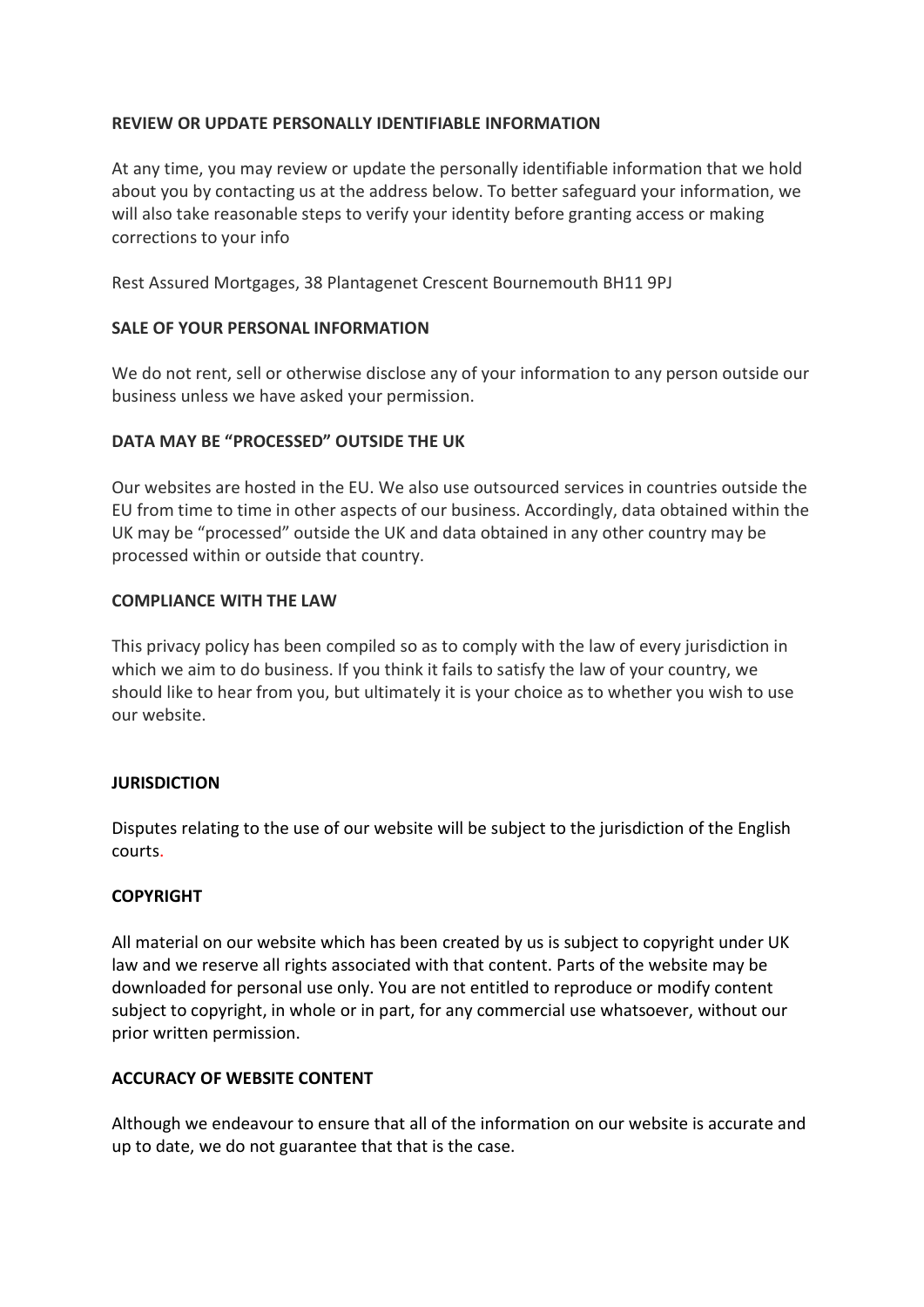**REVIEW OR UPDATE PERSONALLY IDENTIFIABLE INFORMATION**

At any time, you may review or update the personally identifiable information that we hold about you by contacting us at the address below. To better safeguard your information, we will also take reasonable steps to verify your identity before granting access or making corrections to your info

Rest Assured Mortgages, 38 Plantagenet Crescent Bournemouth BH11 9PJ

**SALE OF YOUR PERSONAL INFORMATION**

We do not rent, sell or otherwise disclose any of your information to any person outside our business unless we have asked your permission.

**DATA MAY BE "PROCESSED" OUTSIDE THE UK**

Our websites are hosted in the EU. We also use outsourced services in countries outside the EU from time to time in other aspects of our business. Accordingly, data obtained within the UK may be "processed" outside the UK and data obtained in any other country may be processed within or outside that country.

**COMPLIANCE WITH THE LAW**

This privacy policy has been compiled so as to comply with the law of every jurisdiction in which we aim to do business. If you think it fails to satisfy the law of your country, we should like to hear from you, but ultimately it is your choice as to whether you wish to use our website.

**JURISDICTION**

Disputes relating to the use of our website will be subject to the jurisdiction of the English courts.

**COPYRIGHT**

All material on our website which has been created by us is subject to copyright under UK law and we reserve all rights associated with that content. Parts of the website may be downloaded for personal use only. You are not entitled to reproduce or modify content subject to copyright, in whole or in part, for any commercial use whatsoever, without our prior written permission.

**ACCURACY OF WEBSITE CONTENT**

Although we endeavour to ensure that all of the information on our website is accurate and up to date, we do not guarantee that that is the case.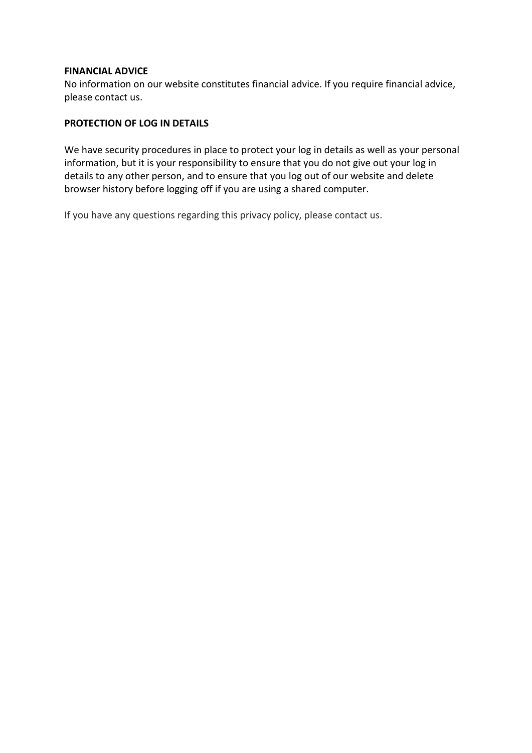**FINANCIAL ADVICE**

No information on our website constitutes financial advice. If you require financial advice, please contact us.

**PROTECTION OF LOG IN DETAILS**

We have security procedures in place to protect your log in details as well as your personal information, but it is your responsibility to ensure that you do not give out your log in details to any other person, and to ensure that you log out of our website and delete browser history before logging off if you are using a shared computer.

If you have any questions regarding this privacy policy, please contact us.